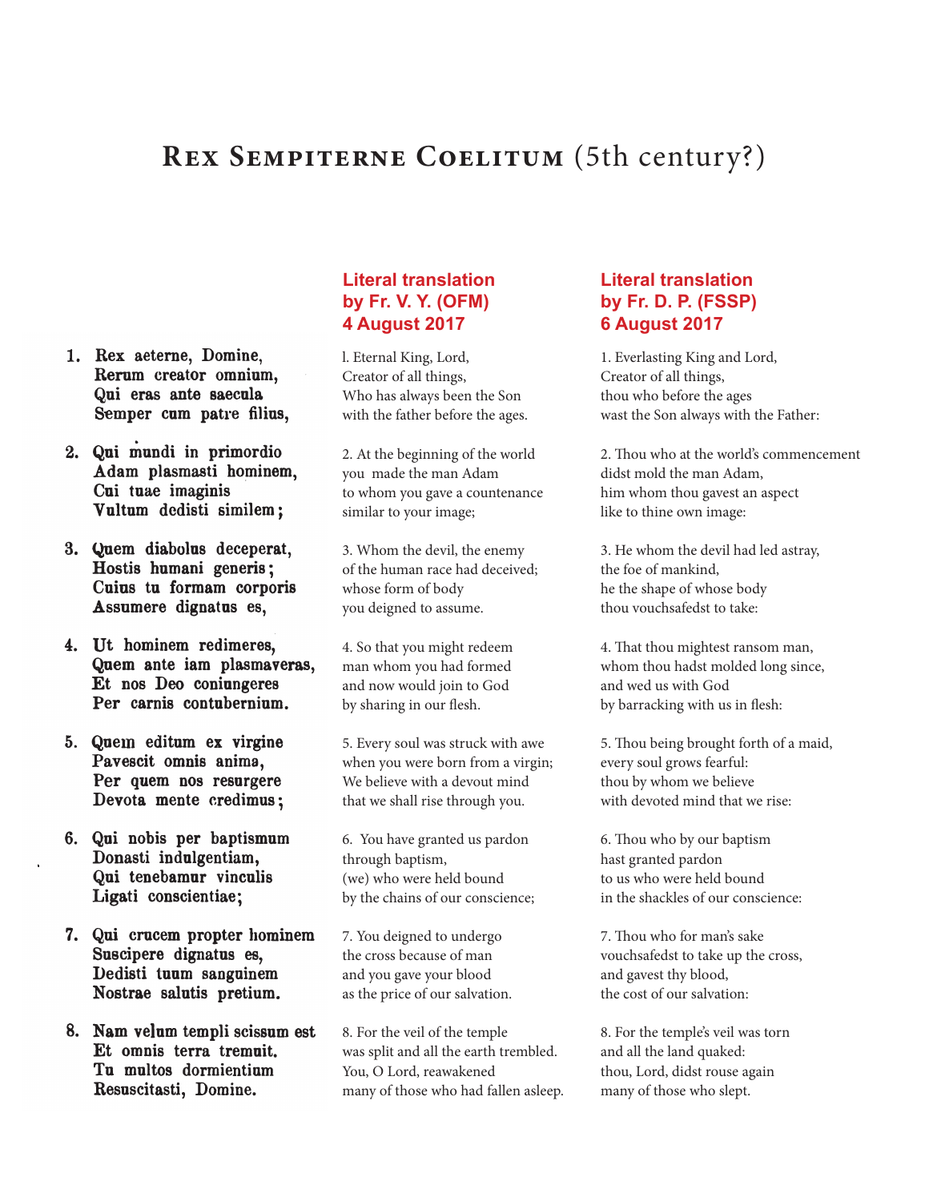# Rex Sempiterne Coelitum (5th century?)

1. Rex aeterne, Domine,
Rerum creator omnium,
Qui eras ante saecula
Semper cum patre filius,

2. Qui mundi in primordio
Adam plasmasti hominem,
Cui tuae imaginis
Vultum dedisti similem;

3. Quem diabolus deceperat,
Hostis humani generis;
Cuius tu formam corporis
Assumere dignatus es,

4. Ut hominem redimeres,
Quem ante iam plasmaveras,
Et nos Deo coniungeres
Per carnis contubernium.

5. Quem editum ex virgine
Pavescit omnis anima,
Per quem nos resurgere
Devota mente credimus;

6. Qui nobis per baptismum
Donasti indulgentiam,
Qui tenebamur vinculis
Ligati conscientiae;

7. Qui crucem propter hominem
Suscipere dignatus es,
Dedisti tuum sanguinem
Nostrae salutis pretium.

8. Nam velum templi scissum est
Et omnis terra tremuit.
Tu multos dormientium
Resuscitasti, Domine.

## Literal translation by Fr. V. Y. (OFM) 4 August 2017

l. Eternal King, Lord,
Creator of all things,
Who has always been the Son
with the father before the ages.

2. At the beginning of the world
you made the man Adam
to whom you gave a countenance
similar to your image;

3. Whom the devil, the enemy
of the human race had deceived;
whose form of body
you deigned to assume.

4. So that you might redeem
man whom you had formed
and now would join to God
by sharing in our flesh.

5. Every soul was struck with awe
when you were born from a virgin;
We believe with a devout mind
that we shall rise through you.

6. You have granted us pardon
through baptism,
(we) who were held bound
by the chains of our conscience;

7. You deigned to undergo
the cross because of man
and you gave your blood
as the price of our salvation.

8. For the veil of the temple
was split and all the earth trembled.
You, O Lord, reawakened
many of those who had fallen asleep.

## Literal translation by Fr. D. P. (FSSP) 6 August 2017

1. Everlasting King and Lord,
Creator of all things,
thou who before the ages
wast the Son always with the Father:

2. Thou who at the world's commencement
didst mold the man Adam,
him whom thou gavest an aspect
like to thine own image:

3. He whom the devil had led astray,
the foe of mankind,
he the shape of whose body
thou vouchsafedst to take:

4. That thou mightest ransom man,
whom thou hadst molded long since,
and wed us with God
by barracking with us in flesh:

5. Thou being brought forth of a maid,
every soul grows fearful:
thou by whom we believe
with devoted mind that we rise:

6. Thou who by our baptism
hast granted pardon
to us who were held bound
in the shackles of our conscience:

7. Thou who for man's sake
vouchsafedst to take up the cross,
and gavest thy blood,
the cost of our salvation:

8. For the temple's veil was torn
and all the land quaked:
thou, Lord, didst rouse again
many of those who slept.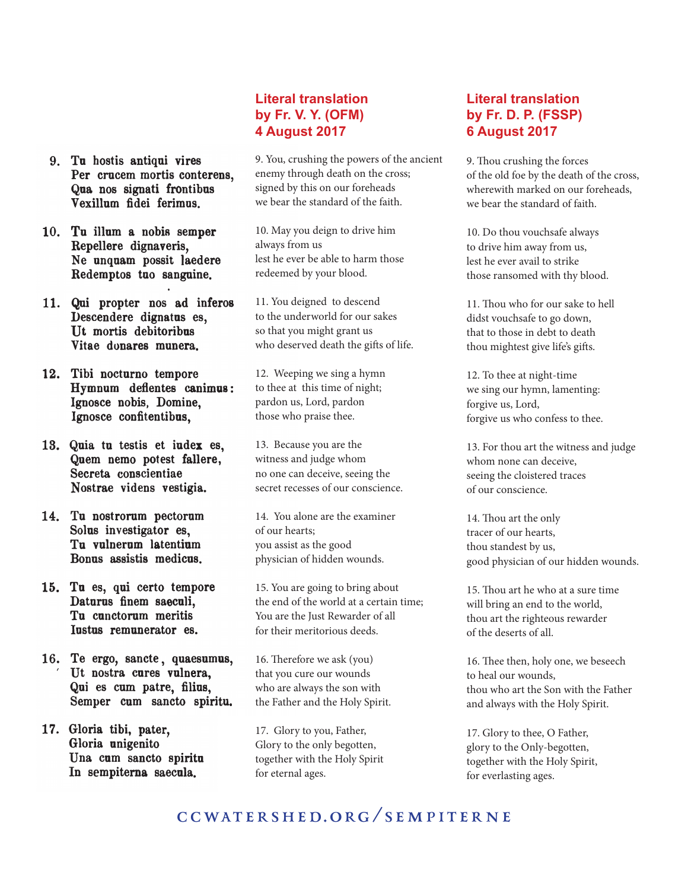## Literal translation by Fr. V. Y. (OFM) 4 August 2017

## Literal translation by Fr. D. P. (FSSP) 6 August 2017

9. Tu hostis antiqui vires
Per crucem mortis conterens,
Qua nos signati frontibus
Vexillum fidei ferimus.

9. You, crushing the powers of the ancient enemy through death on the cross; signed by this on our foreheads we bear the standard of the faith.

9. Thou crushing the forces of the old foe by the death of the cross, wherewith marked on our foreheads, we bear the standard of faith.

10. Tu illum a nobis semper
Repellere dignaveris,
Ne unquam possit laedere
Redemptos tuo sanguine.

10. May you deign to drive him always from us lest he ever be able to harm those redeemed by your blood.

10. Do thou vouchsafe always to drive him away from us, lest he ever avail to strike those ransomed with thy blood.

11. Qui propter nos ad inferos
Descendere dignatus es,
Ut mortis debitoribus
Vitae donares munera.

11. You deigned to descend to the underworld for our sakes so that you might grant us who deserved death the gifts of life.

11. Thou who for our sake to hell didst vouchsafe to go down, that to those in debt to death thou mightest give life's gifts.

12. Tibi nocturno tempore
Hymnum deflentes canimus:
Ignosce nobis, Domine,
Ignosce confitentibus,

12. Weeping we sing a hymn to thee at this time of night; pardon us, Lord, pardon those who praise thee.

12. To thee at night-time we sing our hymn, lamenting: forgive us, Lord, forgive us who confess to thee.

13. Quia tu testis et iudex es,
Quem nemo potest fallere,
Secreta conscientiae
Nostrae videns vestigia.

13. Because you are the witness and judge whom no one can deceive, seeing the secret recesses of our conscience.

13. For thou art the witness and judge whom none can deceive, seeing the cloistered traces of our conscience.

14. Tu nostrorum pectorum
Solus investigator es,
Tu vulnerum latentium
Bonus assistis medicus.

14. You alone are the examiner of our hearts; you assist as the good physician of hidden wounds.

14. Thou art the only tracer of our hearts, thou standest by us, good physician of our hidden wounds.

15. Tu es, qui certo tempore
Daturus finem saeculi,
Tu cunctorum meritis
Iustus remunerator es.

15. You are going to bring about the end of the world at a certain time; You are the Just Rewarder of all for their meritorious deeds.

15. Thou art he who at a sure time will bring an end to the world, thou art the righteous rewarder of the deserts of all.

16. Te ergo, sancte, quaesumus,
Ut nostra cures vulnera,
Qui es cum patre, filius,
Semper cum sancto spiritu.

16. Therefore we ask (you) that you cure our wounds who are always the son with the Father and the Holy Spirit.

16. Thee then, holy one, we beseech to heal our wounds, thou who art the Son with the Father and always with the Holy Spirit.

17. Gloria tibi, pater,
Gloria unigenito
Una cum sancto spiritu
In sempiterna saecula.

17. Glory to you, Father, Glory to the only begotten, together with the Holy Spirit for eternal ages.

17. Glory to thee, O Father, glory to the Only-begotten, together with the Holy Spirit, for everlasting ages.

CCWATERSHED.ORG/SEMPITERNE